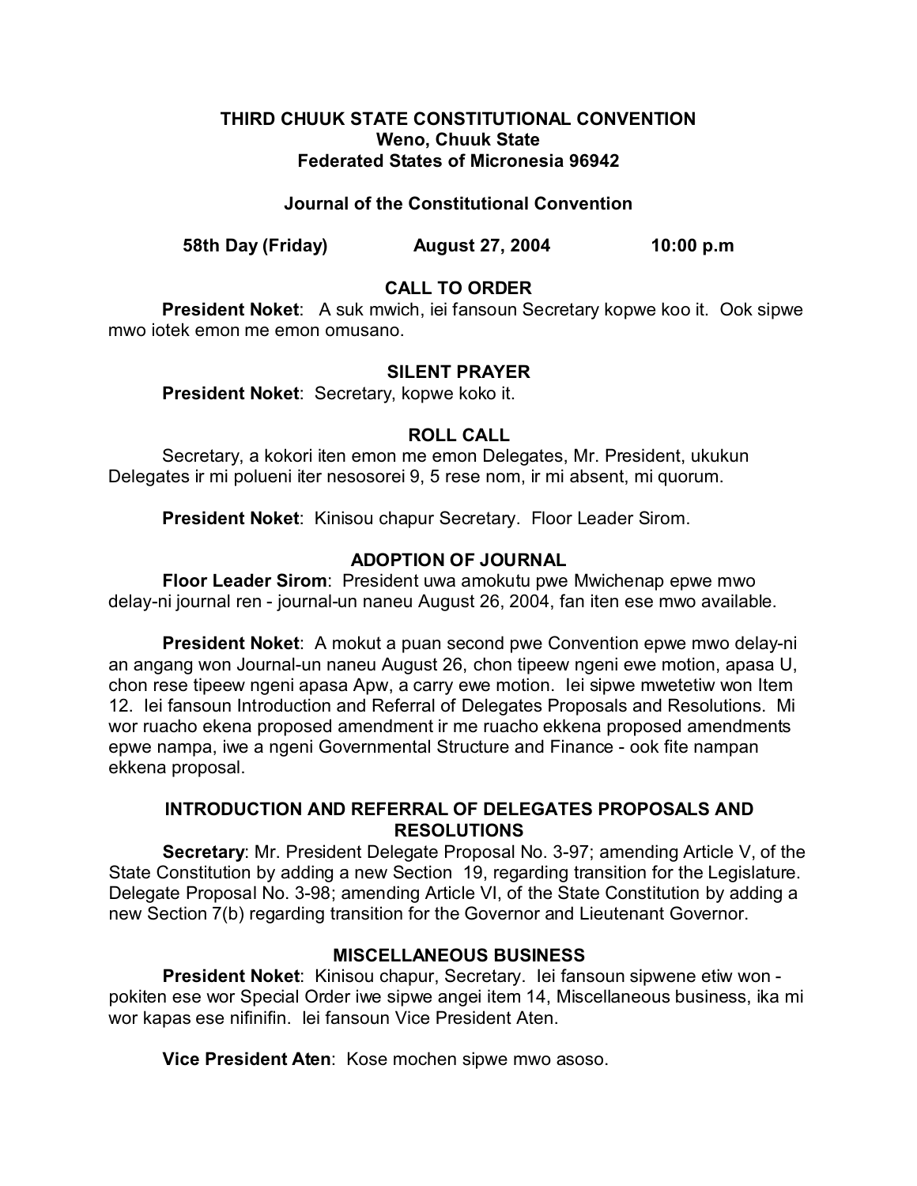**THIRD CHUUK STATE CONSTITUTIONAL CONVENTION**
**Weno, Chuuk State**
**Federated States of Micronesia 96942**

**Journal of the Constitutional Convention**

**58th Day (Friday) August 27, 2004 10:00 p.m**

## CALL TO ORDER

**President Noket**: A suk mwich, iei fansoun Secretary kopwe koo it. Ook sipwe mwo iotek emon me emon omusano.

## SILENT PRAYER

**President Noket**: Secretary, kopwe koko it.

## ROLL CALL

Secretary, a kokori iten emon me emon Delegates, Mr. President, ukukun Delegates ir mi polueni iter nesosorei 9, 5 rese nom, ir mi absent, mi quorum.

**President Noket**: Kinisou chapur Secretary. Floor Leader Sirom.

## ADOPTION OF JOURNAL

**Floor Leader Sirom**: President uwa amokutu pwe Mwichenap epwe mwo delay-ni journal ren - journal-un naneu August 26, 2004, fan iten ese mwo available.

**President Noket**: A mokut a puan second pwe Convention epwe mwo delay-ni an angang won Journal-un naneu August 26, chon tipeew ngeni ewe motion, apasa U, chon rese tipeew ngeni apasa Apw, a carry ewe motion. Iei sipwe mwetetiw won Item 12. Iei fansoun Introduction and Referral of Delegates Proposals and Resolutions. Mi wor ruacho ekena proposed amendment ir me ruacho ekkena proposed amendments epwe nampa, iwe a ngeni Governmental Structure and Finance - ook fite nampan ekkena proposal.

## INTRODUCTION AND REFERRAL OF DELEGATES PROPOSALS AND RESOLUTIONS

**Secretary**: Mr. President Delegate Proposal No. 3-97; amending Article V, of the State Constitution by adding a new Section 19, regarding transition for the Legislature. Delegate Proposal No. 3-98; amending Article VI, of the State Constitution by adding a new Section 7(b) regarding transition for the Governor and Lieutenant Governor.

## MISCELLANEOUS BUSINESS

**President Noket**: Kinisou chapur, Secretary. Iei fansoun sipwene etiw won - pokiten ese wor Special Order iwe sipwe angei item 14, Miscellaneous business, ika mi wor kapas ese nifinifin. Iei fansoun Vice President Aten.

**Vice President Aten**: Kose mochen sipwe mwo asoso.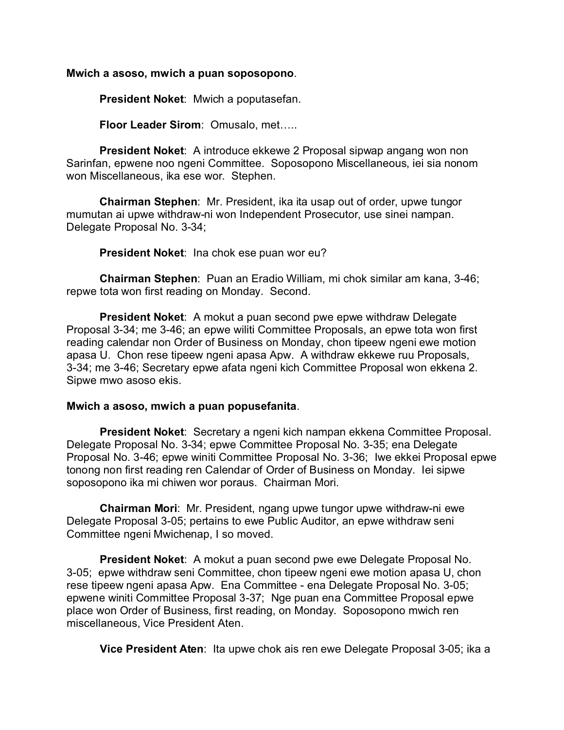**Mwich a asoso, mwich a puan soposopono**.

**President Noket**: Mwich a poputasefan.

**Floor Leader Sirom**: Omusalo, met…..

**President Noket**: A introduce ekkewe 2 Proposal sipwap angang won non Sarinfan, epwene noo ngeni Committee. Soposopono Miscellaneous, iei sia nonom won Miscellaneous, ika ese wor. Stephen.

**Chairman Stephen**: Mr. President, ika ita usap out of order, upwe tungor mumutan ai upwe withdraw-ni won Independent Prosecutor, use sinei nampan. Delegate Proposal No. 3-34;

**President Noket**: Ina chok ese puan wor eu?

**Chairman Stephen**: Puan an Eradio William, mi chok similar am kana, 3-46; repwe tota won first reading on Monday. Second.

**President Noket**: A mokut a puan second pwe epwe withdraw Delegate Proposal 3-34; me 3-46; an epwe wiliti Committee Proposals, an epwe tota won first reading calendar non Order of Business on Monday, chon tipeew ngeni ewe motion apasa U. Chon rese tipeew ngeni apasa Apw. A withdraw ekkewe ruu Proposals, 3-34; me 3-46; Secretary epwe afata ngeni kich Committee Proposal won ekkena 2. Sipwe mwo asoso ekis.

**Mwich a asoso, mwich a puan popusefanita**.

**President Noket**: Secretary a ngeni kich nampan ekkena Committee Proposal. Delegate Proposal No. 3-34; epwe Committee Proposal No. 3-35; ena Delegate Proposal No. 3-46; epwe winiti Committee Proposal No. 3-36; Iwe ekkei Proposal epwe tonong non first reading ren Calendar of Order of Business on Monday. Iei sipwe soposopono ika mi chiwen wor poraus. Chairman Mori.

**Chairman Mori**: Mr. President, ngang upwe tungor upwe withdraw-ni ewe Delegate Proposal 3-05; pertains to ewe Public Auditor, an epwe withdraw seni Committee ngeni Mwichenap, I so moved.

**President Noket**: A mokut a puan second pwe ewe Delegate Proposal No. 3-05; epwe withdraw seni Committee, chon tipeew ngeni ewe motion apasa U, chon rese tipeew ngeni apasa Apw. Ena Committee - ena Delegate Proposal No. 3-05; epwene winiti Committee Proposal 3-37; Nge puan ena Committee Proposal epwe place won Order of Business, first reading, on Monday. Soposopono mwich ren miscellaneous, Vice President Aten.

**Vice President Aten**: Ita upwe chok ais ren ewe Delegate Proposal 3-05; ika a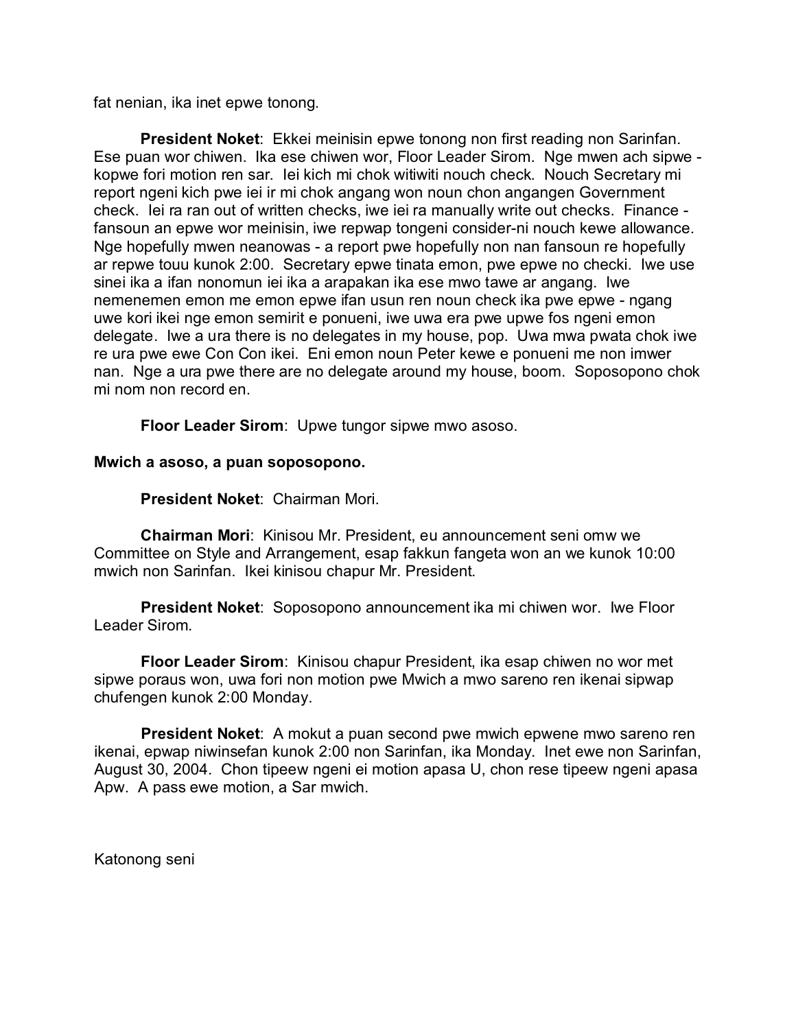fat nenian, ika inet epwe tonong.

**President Noket**: Ekkei meinisin epwe tonong non first reading non Sarinfan. Ese puan wor chiwen. Ika ese chiwen wor, Floor Leader Sirom. Nge mwen ach sipwe - kopwe fori motion ren sar. Iei kich mi chok witiwiti nouch check. Nouch Secretary mi report ngeni kich pwe iei ir mi chok angang won noun chon angangen Government check. Iei ra ran out of written checks, iwe iei ra manually write out checks. Finance - fansoun an epwe wor meinisin, iwe repwap tongeni consider-ni nouch kewe allowance. Nge hopefully mwen neanowas - a report pwe hopefully non nan fansoun re hopefully ar repwe touu kunok 2:00. Secretary epwe tinata emon, pwe epwe no checki. Iwe use sinei ika a ifan nonomun iei ika a arapakan ika ese mwo tawe ar angang. Iwe nemenemen emon me emon epwe ifan usun ren noun check ika pwe epwe - ngang uwe kori ikei nge emon semirit e ponueni, iwe uwa era pwe upwe fos ngeni emon delegate. Iwe a ura there is no delegates in my house, pop. Uwa mwa pwata chok iwe re ura pwe ewe Con Con ikei. Eni emon noun Peter kewe e ponueni me non imwer nan. Nge a ura pwe there are no delegate around my house, boom. Soposopono chok mi nom non record en.

**Floor Leader Sirom**: Upwe tungor sipwe mwo asoso.

**Mwich a asoso, a puan soposopono.**

**President Noket**: Chairman Mori.

**Chairman Mori**: Kinisou Mr. President, eu announcement seni omw we Committee on Style and Arrangement, esap fakkun fangeta won an we kunok 10:00 mwich non Sarinfan. Ikei kinisou chapur Mr. President.

**President Noket**: Soposopono announcement ika mi chiwen wor. Iwe Floor Leader Sirom.

**Floor Leader Sirom**: Kinisou chapur President, ika esap chiwen no wor met sipwe poraus won, uwa fori non motion pwe Mwich a mwo sareno ren ikenai sipwap chufengen kunok 2:00 Monday.

**President Noket**: A mokut a puan second pwe mwich epwene mwo sareno ren ikenai, epwap niwinsefan kunok 2:00 non Sarinfan, ika Monday. Inet ewe non Sarinfan, August 30, 2004. Chon tipeew ngeni ei motion apasa U, chon rese tipeew ngeni apasa Apw. A pass ewe motion, a Sar mwich.

Katonong seni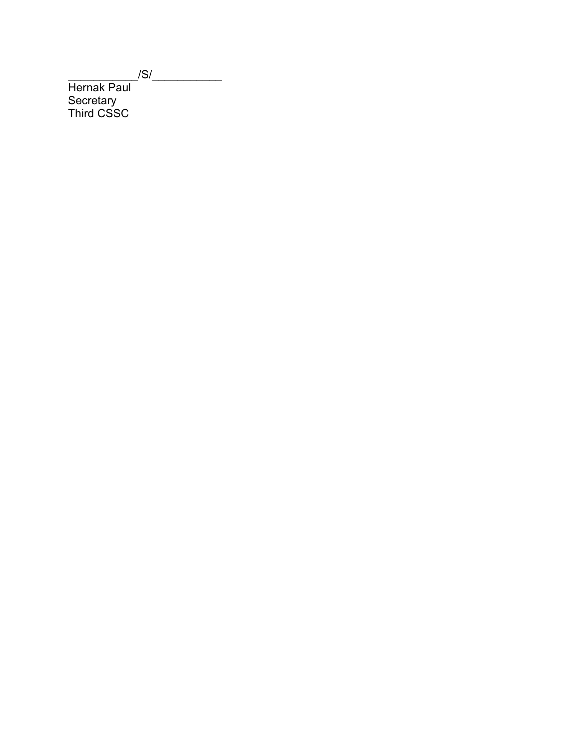___________/S/___________
Hernak Paul
Secretary
Third CSSC